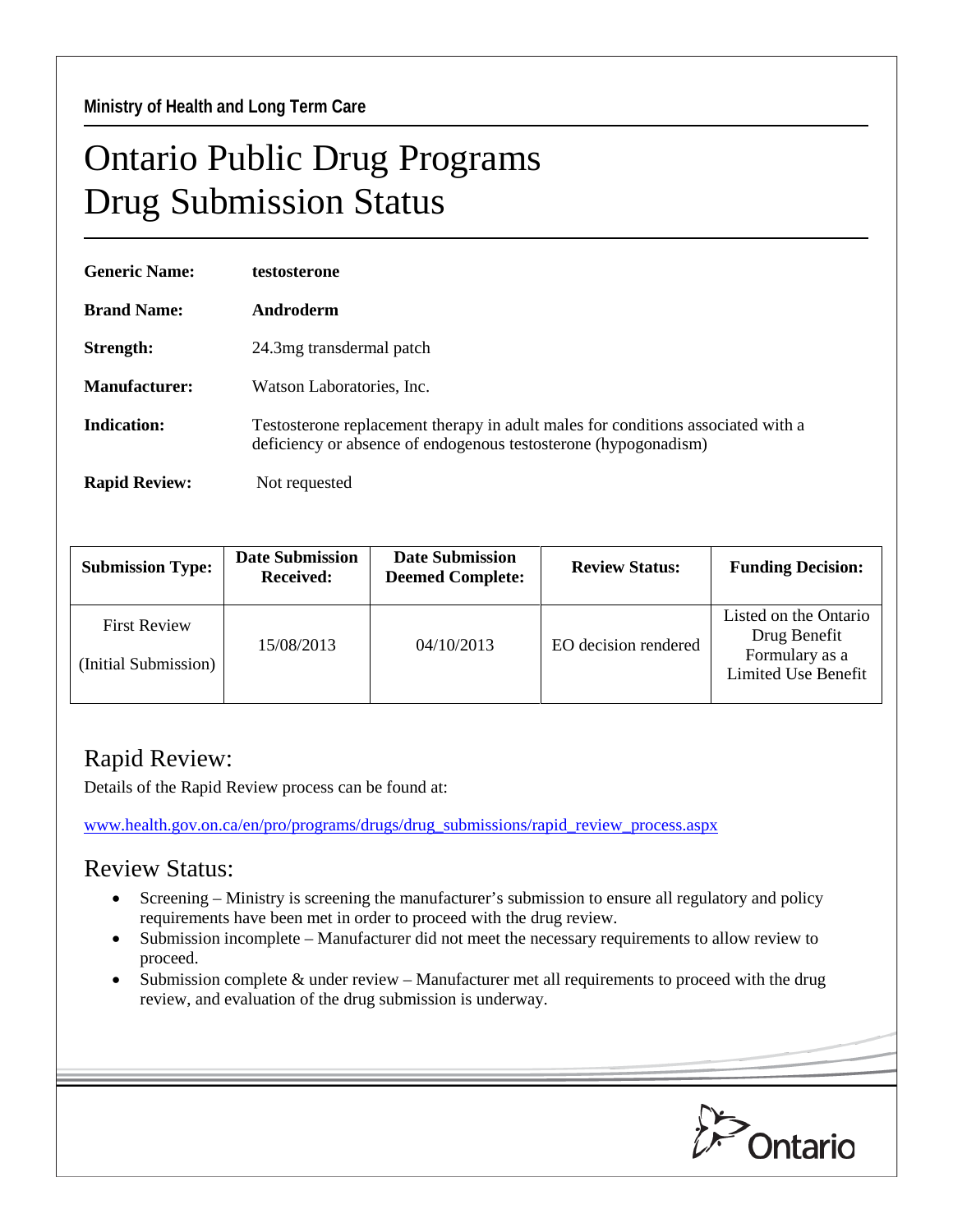**Ministry of Health and Long Term Care**

# Ontario Public Drug Programs
# Drug Submission Status

**Generic Name:** **testosterone**

**Brand Name:** **Androderm**

**Strength:** 24.3mg transdermal patch

**Manufacturer:** Watson Laboratories, Inc.

**Indication:** Testosterone replacement therapy in adult males for conditions associated with a deficiency or absence of endogenous testosterone (hypogonadism)

**Rapid Review:** Not requested

| Submission Type: | Date Submission Received: | Date Submission Deemed Complete: | Review Status: | Funding Decision: |
| --- | --- | --- | --- | --- |
| First Review (Initial Submission) | 15/08/2013 | 04/10/2013 | EO decision rendered | Listed on the Ontario Drug Benefit Formulary as a Limited Use Benefit |

## Rapid Review:

Details of the Rapid Review process can be found at:

www.health.gov.on.ca/en/pro/programs/drugs/drug_submissions/rapid_review_process.aspx

## Review Status:

- Screening – Ministry is screening the manufacturer's submission to ensure all regulatory and policy requirements have been met in order to proceed with the drug review.
- Submission incomplete – Manufacturer did not meet the necessary requirements to allow review to proceed.
- Submission complete & under review – Manufacturer met all requirements to proceed with the drug review, and evaluation of the drug submission is underway.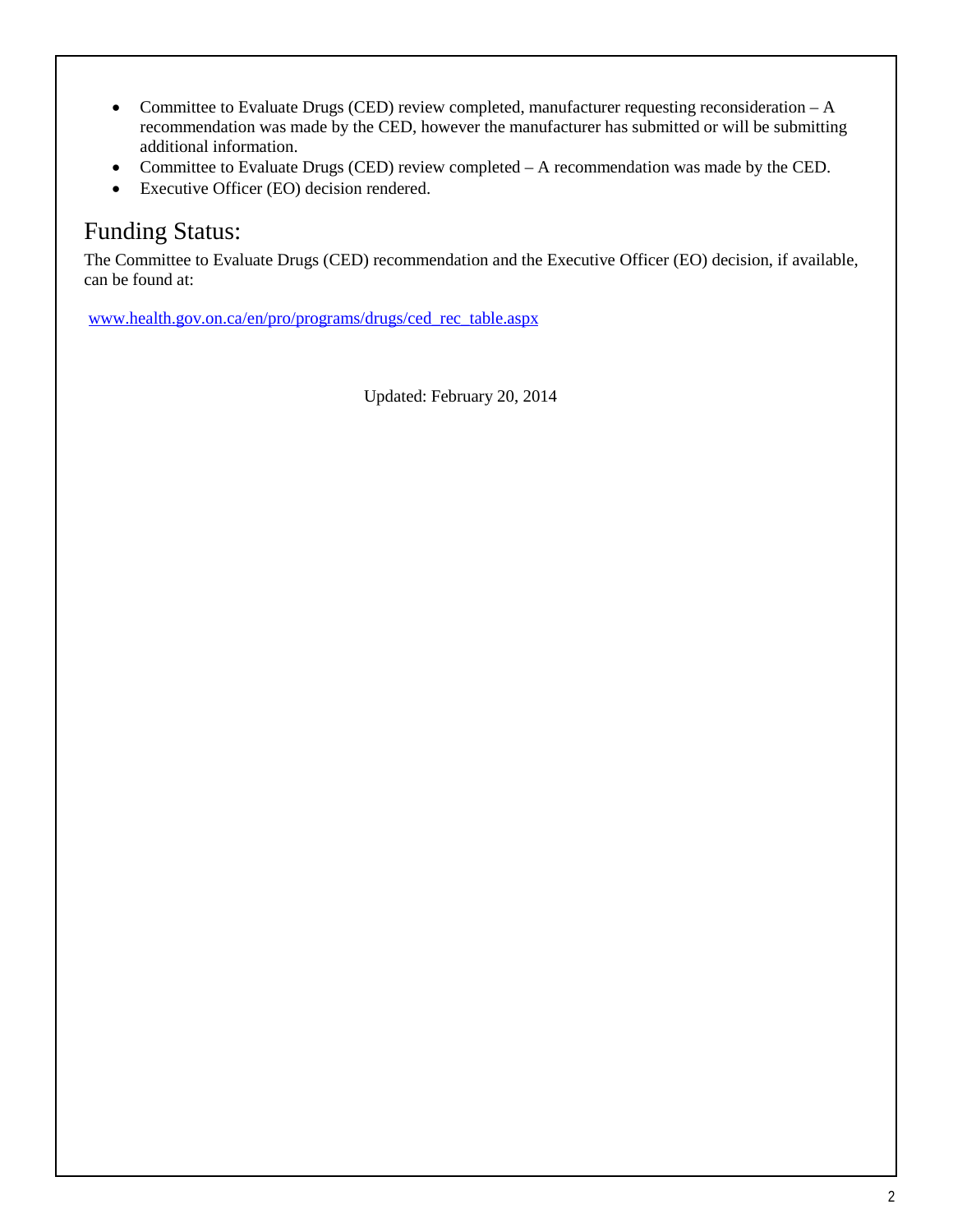- Committee to Evaluate Drugs (CED) review completed, manufacturer requesting reconsideration – A recommendation was made by the CED, however the manufacturer has submitted or will be submitting additional information.
- Committee to Evaluate Drugs (CED) review completed – A recommendation was made by the CED.
- Executive Officer (EO) decision rendered.

# Funding Status:

The Committee to Evaluate Drugs (CED) recommendation and the Executive Officer (EO) decision, if available, can be found at:

www.health.gov.on.ca/en/pro/programs/drugs/ced_rec_table.aspx

Updated: February 20, 2014